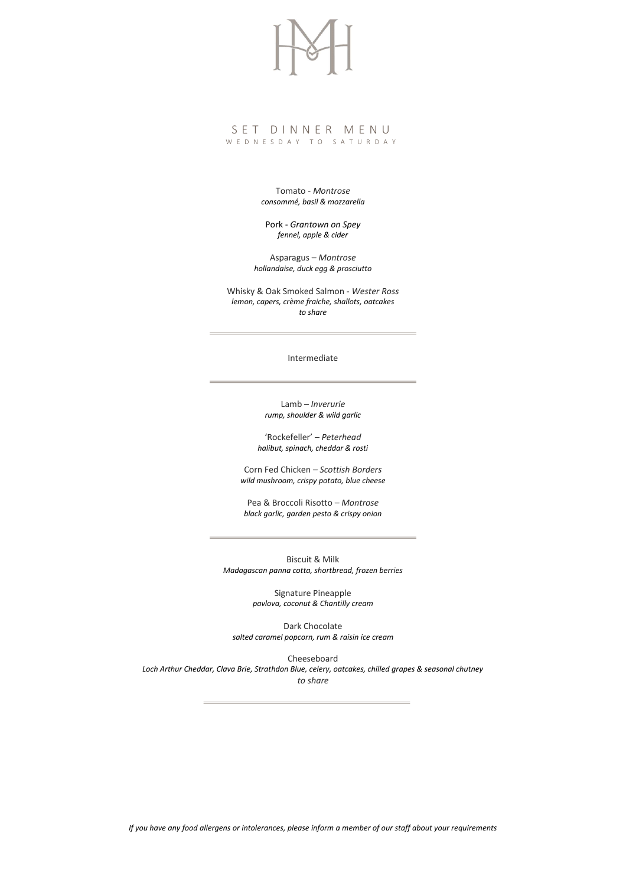# SET DINNER MENU

WEDNESDAY TO SATURDAY

Tomato - *Montrose*
*consommé, basil & mozzarella*

Pork - *Grantown on Spey*
*fennel, apple & cider*

Asparagus – *Montrose*
*hollandaise, duck egg & prosciutto*

Whisky & Oak Smoked Salmon - *Wester Ross*
*lemon, capers, crème fraiche, shallots, oatcakes*
*to share*

---

Intermediate

---

Lamb – *Inverurie*
*rump, shoulder & wild garlic*

'Rockefeller' – *Peterhead*
*halibut, spinach, cheddar & rosti*

Corn Fed Chicken – *Scottish Borders*
*wild mushroom, crispy potato, blue cheese*

Pea & Broccoli Risotto – *Montrose*
*black garlic, garden pesto & crispy onion*

---

Biscuit & Milk
*Madagascan panna cotta, shortbread, frozen berries*

Signature Pineapple
*pavlova, coconut & Chantilly cream*

Dark Chocolate
*salted caramel popcorn, rum & raisin ice cream*

Cheeseboard
*Loch Arthur Cheddar, Clava Brie, Strathdon Blue, celery, oatcakes, chilled grapes & seasonal chutney*
*to share*

---

*If you have any food allergens or intolerances, please inform a member of our staff about your requirements*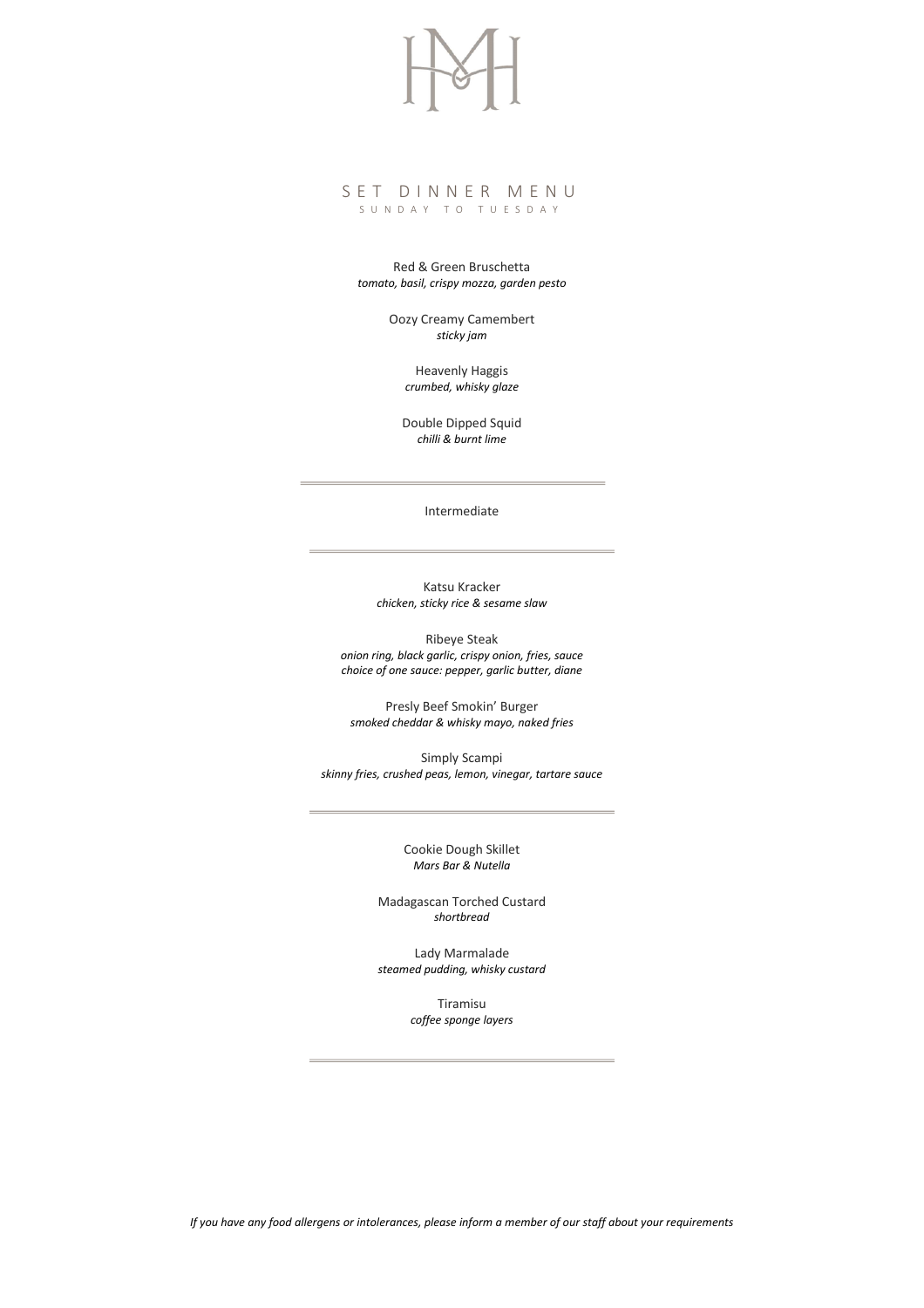# SET DINNER MENU

SUNDAY TO TUESDAY

Red & Green Bruschetta
*tomato, basil, crispy mozza, garden pesto*

Oozy Creamy Camembert
*sticky jam*

Heavenly Haggis
*crumbed, whisky glaze*

Double Dipped Squid
*chilli & burnt lime*

---

Intermediate

---

Katsu Kracker
*chicken, sticky rice & sesame slaw*

Ribeye Steak
*onion ring, black garlic, crispy onion, fries, sauce*
*choice of one sauce: pepper, garlic butter, diane*

Presly Beef Smokin' Burger
*smoked cheddar & whisky mayo, naked fries*

Simply Scampi
*skinny fries, crushed peas, lemon, vinegar, tartare sauce*

---

Cookie Dough Skillet
*Mars Bar & Nutella*

Madagascan Torched Custard
*shortbread*

Lady Marmalade
*steamed pudding, whisky custard*

Tiramisu
*coffee sponge layers*

---

*If you have any food allergens or intolerances, please inform a member of our staff about your requirements*